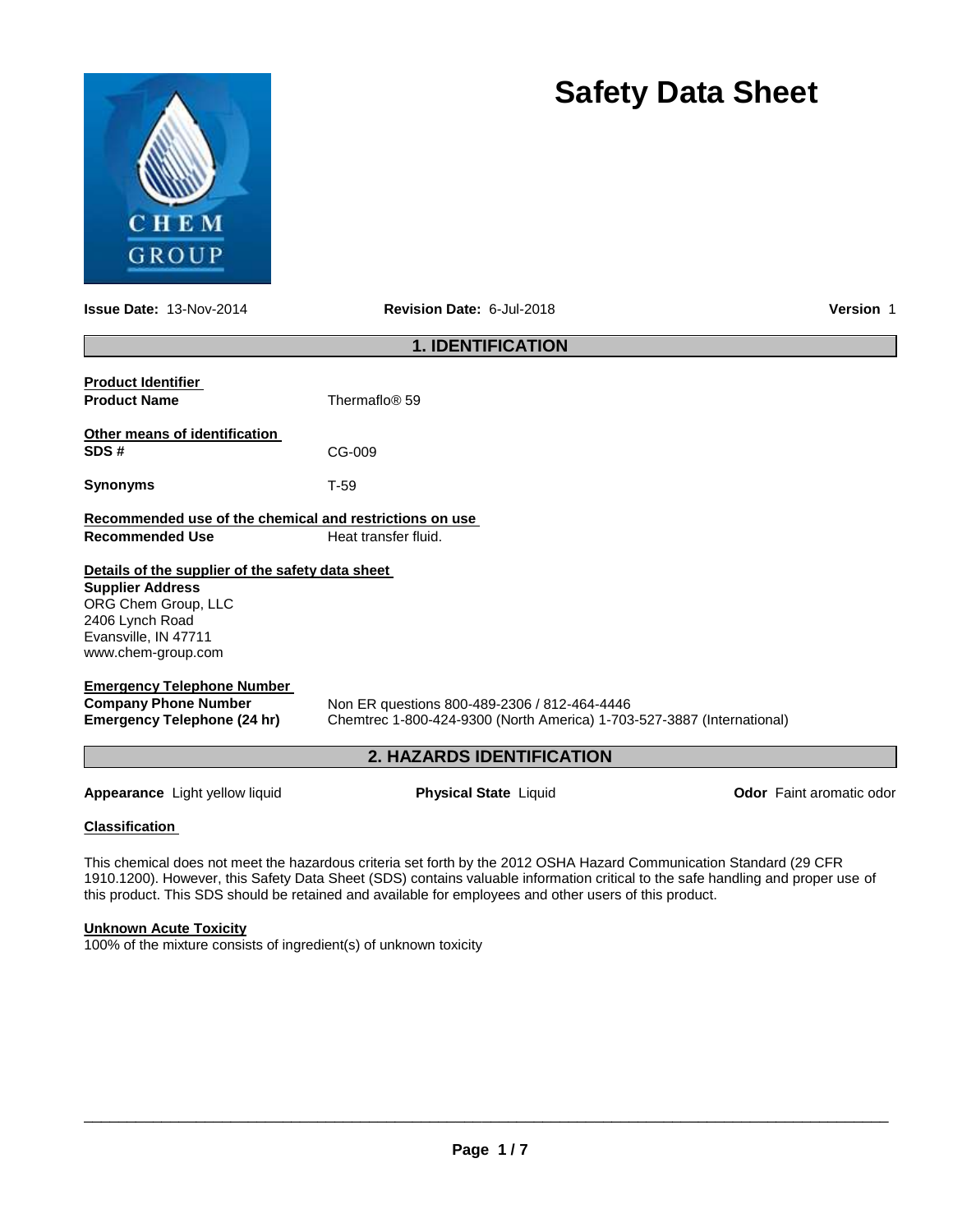# Safety Data Sheet

**Issue Date:** 13-Nov-2014 **Revision Date:** 6-Jul-2018 **Version** 1

## 1. IDENTIFICATION

**Product Identifier**

**Product Name** Thermaflo® 59

**Other means of identification**

**SDS #** CG-009

**Synonyms** T-59

**Recommended use of the chemical and restrictions on use**

**Recommended Use** Heat transfer fluid.

**Details of the supplier of the safety data sheet**

**Supplier Address**
ORG Chem Group, LLC
2406 Lynch Road
Evansville, IN 47711
www.chem-group.com

**Emergency Telephone Number**

**Company Phone Number** Non ER questions 800-489-2306 / 812-464-4446

**Emergency Telephone (24 hr)** Chemtrec 1-800-424-9300 (North America) 1-703-527-3887 (International)

## 2. HAZARDS IDENTIFICATION

**Appearance** Light yellow liquid **Physical State** Liquid **Odor** Faint aromatic odor

**Classification**

This chemical does not meet the hazardous criteria set forth by the 2012 OSHA Hazard Communication Standard (29 CFR 1910.1200). However, this Safety Data Sheet (SDS) contains valuable information critical to the safe handling and proper use of this product. This SDS should be retained and available for employees and other users of this product.

**Unknown Acute Toxicity**

100% of the mixture consists of ingredient(s) of unknown toxicity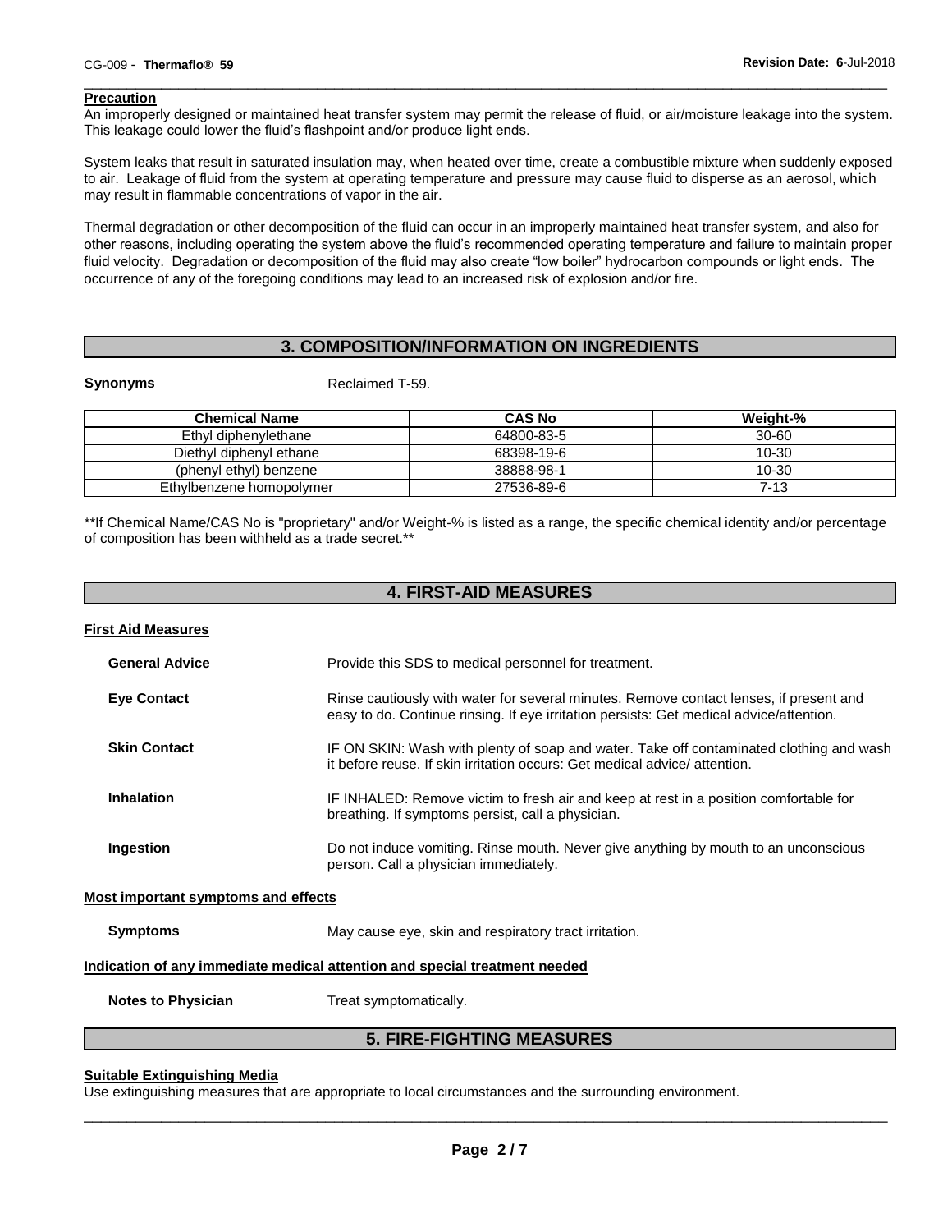**Precaution**

An improperly designed or maintained heat transfer system may permit the release of fluid, or air/moisture leakage into the system. This leakage could lower the fluid's flashpoint and/or produce light ends.

System leaks that result in saturated insulation may, when heated over time, create a combustible mixture when suddenly exposed to air. Leakage of fluid from the system at operating temperature and pressure may cause fluid to disperse as an aerosol, which may result in flammable concentrations of vapor in the air.

Thermal degradation or other decomposition of the fluid can occur in an improperly maintained heat transfer system, and also for other reasons, including operating the system above the fluid's recommended operating temperature and failure to maintain proper fluid velocity. Degradation or decomposition of the fluid may also create "low boiler" hydrocarbon compounds or light ends. The occurrence of any of the foregoing conditions may lead to an increased risk of explosion and/or fire.

## 3. COMPOSITION/INFORMATION ON INGREDIENTS

**Synonyms** Reclaimed T-59.

| Chemical Name | CAS No | Weight-% |
|---|---|---|
| Ethyl diphenylethane | 64800-83-5 | 30-60 |
| Diethyl diphenyl ethane | 68398-19-6 | 10-30 |
| (phenyl ethyl) benzene | 38888-98-1 | 10-30 |
| Ethylbenzene homopolymer | 27536-89-6 | 7-13 |

**If Chemical Name/CAS No is "proprietary" and/or Weight-% is listed as a range, the specific chemical identity and/or percentage of composition has been withheld as a trade secret.**

## 4. FIRST-AID MEASURES

**First Aid Measures**

**General Advice** Provide this SDS to medical personnel for treatment.

**Eye Contact** Rinse cautiously with water for several minutes. Remove contact lenses, if present and easy to do. Continue rinsing. If eye irritation persists: Get medical advice/attention.

**Skin Contact** IF ON SKIN: Wash with plenty of soap and water. Take off contaminated clothing and wash it before reuse. If skin irritation occurs: Get medical advice/ attention.

**Inhalation** IF INHALED: Remove victim to fresh air and keep at rest in a position comfortable for breathing. If symptoms persist, call a physician.

**Ingestion** Do not induce vomiting. Rinse mouth. Never give anything by mouth to an unconscious person. Call a physician immediately.

**Most important symptoms and effects**

**Symptoms** May cause eye, skin and respiratory tract irritation.

**Indication of any immediate medical attention and special treatment needed**

**Notes to Physician** Treat symptomatically.

## 5. FIRE-FIGHTING MEASURES

**Suitable Extinguishing Media**

Use extinguishing measures that are appropriate to local circumstances and the surrounding environment.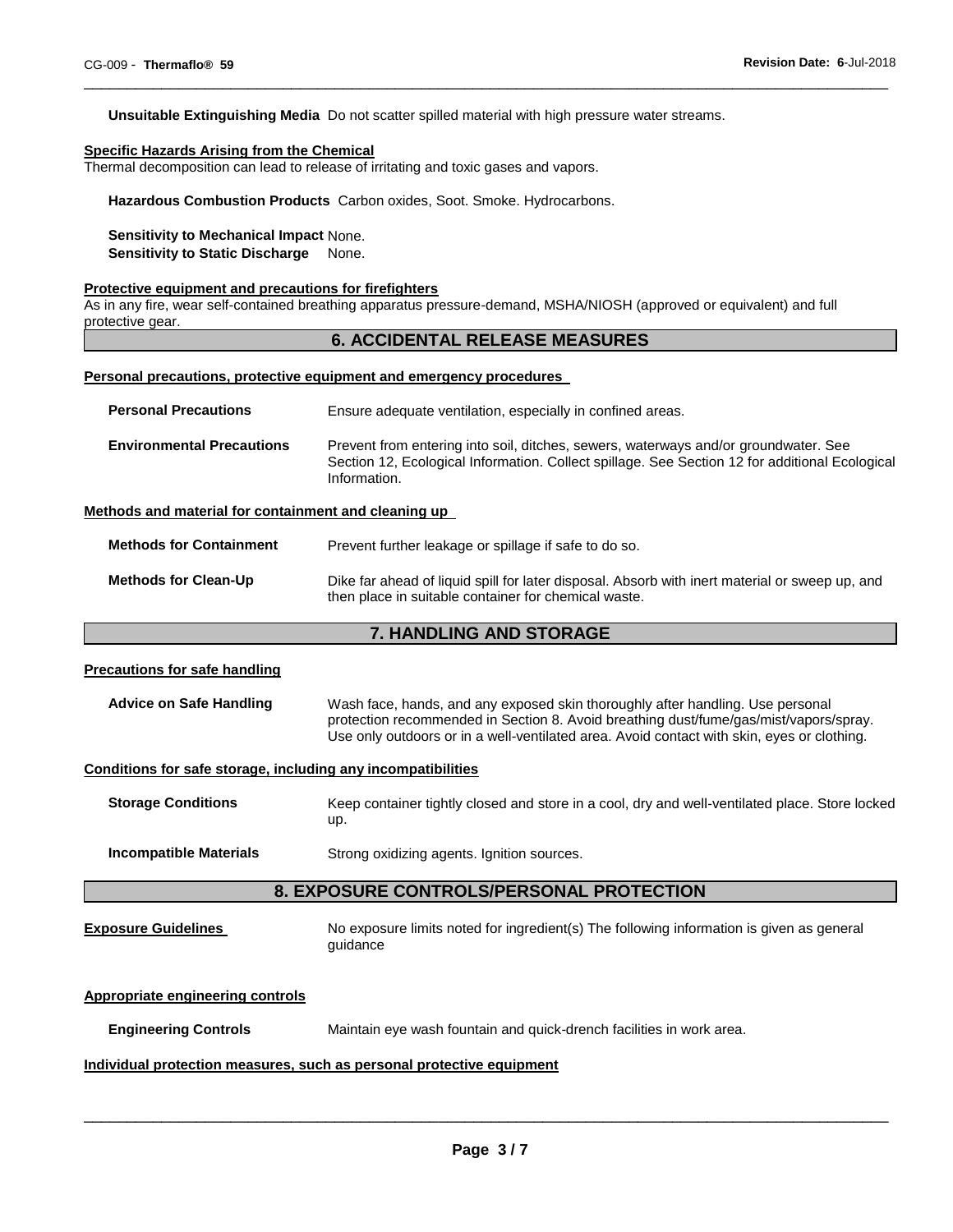**Unsuitable Extinguishing Media** Do not scatter spilled material with high pressure water streams.

**Specific Hazards Arising from the Chemical**

Thermal decomposition can lead to release of irritating and toxic gases and vapors.

**Hazardous Combustion Products** Carbon oxides, Soot. Smoke. Hydrocarbons.

**Sensitivity to Mechanical Impact** None.
**Sensitivity to Static Discharge** None.

**Protective equipment and precautions for firefighters**

As in any fire, wear self-contained breathing apparatus pressure-demand, MSHA/NIOSH (approved or equivalent) and full protective gear.

## 6. ACCIDENTAL RELEASE MEASURES

**Personal precautions, protective equipment and emergency procedures**

**Personal Precautions** Ensure adequate ventilation, especially in confined areas.

**Environmental Precautions** Prevent from entering into soil, ditches, sewers, waterways and/or groundwater. See Section 12, Ecological Information. Collect spillage. See Section 12 for additional Ecological Information.

**Methods and material for containment and cleaning up**

**Methods for Containment** Prevent further leakage or spillage if safe to do so.

**Methods for Clean-Up** Dike far ahead of liquid spill for later disposal. Absorb with inert material or sweep up, and then place in suitable container for chemical waste.

## 7. HANDLING AND STORAGE

**Precautions for safe handling**

**Advice on Safe Handling** Wash face, hands, and any exposed skin thoroughly after handling. Use personal protection recommended in Section 8. Avoid breathing dust/fume/gas/mist/vapors/spray. Use only outdoors or in a well-ventilated area. Avoid contact with skin, eyes or clothing.

**Conditions for safe storage, including any incompatibilities**

**Storage Conditions** Keep container tightly closed and store in a cool, dry and well-ventilated place. Store locked up.

**Incompatible Materials** Strong oxidizing agents. Ignition sources.

## 8. EXPOSURE CONTROLS/PERSONAL PROTECTION

**Exposure Guidelines** No exposure limits noted for ingredient(s) The following information is given as general guidance

**Appropriate engineering controls**

**Engineering Controls** Maintain eye wash fountain and quick-drench facilities in work area.

**Individual protection measures, such as personal protective equipment**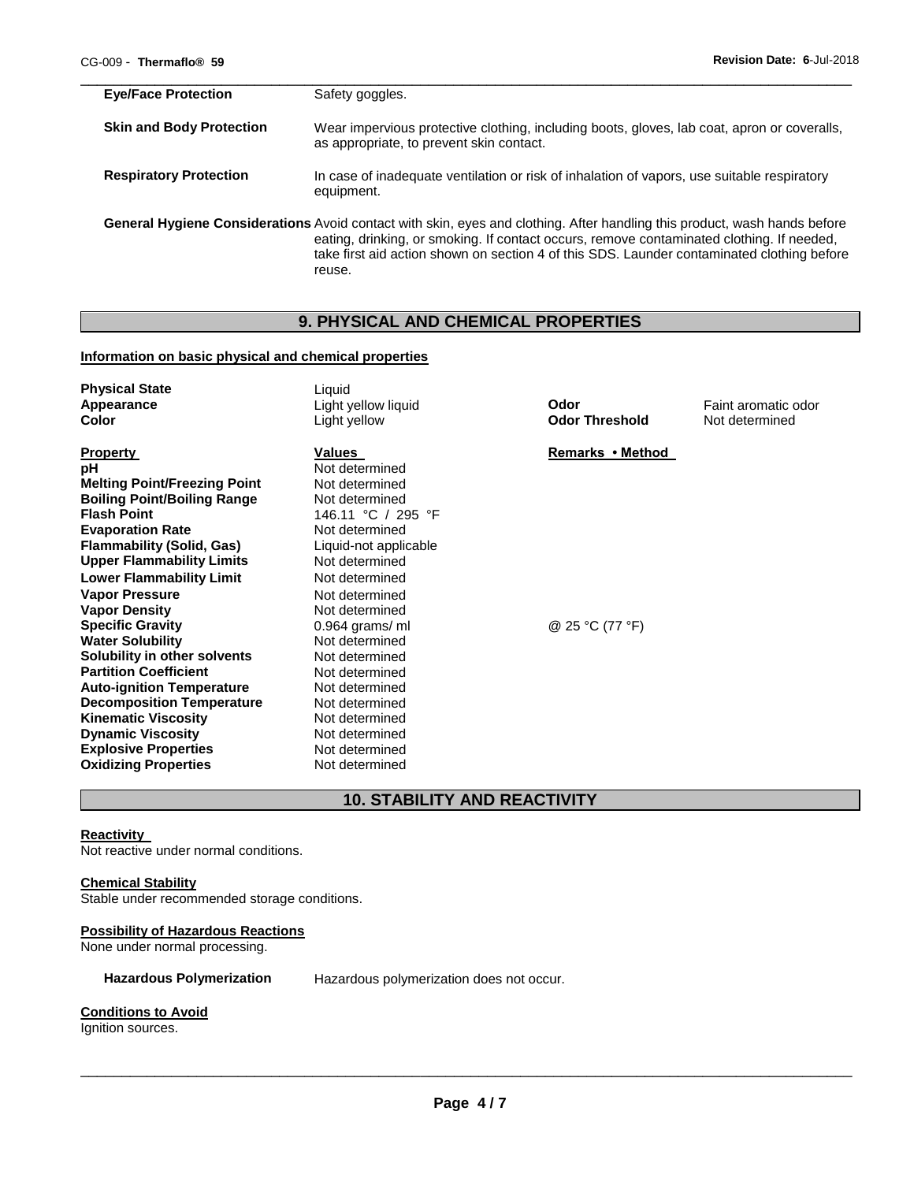| | |
|---|---|
| **Eye/Face Protection** | Safety goggles. |
| **Skin and Body Protection** | Wear impervious protective clothing, including boots, gloves, lab coat, apron or coveralls, as appropriate, to prevent skin contact. |
| **Respiratory Protection** | In case of inadequate ventilation or risk of inhalation of vapors, use suitable respiratory equipment. |
| **General Hygiene Considerations** | Avoid contact with skin, eyes and clothing. After handling this product, wash hands before eating, drinking, or smoking. If contact occurs, remove contaminated clothing. If needed, take first aid action shown on section 4 of this SDS. Launder contaminated clothing before reuse. |

## 9. PHYSICAL AND CHEMICAL PROPERTIES

**Information on basic physical and chemical properties**

| | | | |
|---|---|---|---|
| **Physical State** | Liquid | | |
| **Appearance** | Light yellow liquid | **Odor** | Faint aromatic odor |
| **Color** | Light yellow | **Odor Threshold** | Not determined |

| **Property** | **Values** | **Remarks • Method** |
|---|---|---|
| **pH** | Not determined | |
| **Melting Point/Freezing Point** | Not determined | |
| **Boiling Point/Boiling Range** | Not determined | |
| **Flash Point** | 146.11 °C / 295 °F | |
| **Evaporation Rate** | Not determined | |
| **Flammability (Solid, Gas)** | Liquid-not applicable | |
| **Upper Flammability Limits** | Not determined | |
| **Lower Flammability Limit** | Not determined | |
| **Vapor Pressure** | Not determined | |
| **Vapor Density** | Not determined | |
| **Specific Gravity** | 0.964 grams/ ml | @ 25 °C (77 °F) |
| **Water Solubility** | Not determined | |
| **Solubility in other solvents** | Not determined | |
| **Partition Coefficient** | Not determined | |
| **Auto-ignition Temperature** | Not determined | |
| **Decomposition Temperature** | Not determined | |
| **Kinematic Viscosity** | Not determined | |
| **Dynamic Viscosity** | Not determined | |
| **Explosive Properties** | Not determined | |
| **Oxidizing Properties** | Not determined | |

## 10. STABILITY AND REACTIVITY

**Reactivity**

Not reactive under normal conditions.

**Chemical Stability**

Stable under recommended storage conditions.

**Possibility of Hazardous Reactions**

None under normal processing.

**Hazardous Polymerization** Hazardous polymerization does not occur.

**Conditions to Avoid**

Ignition sources.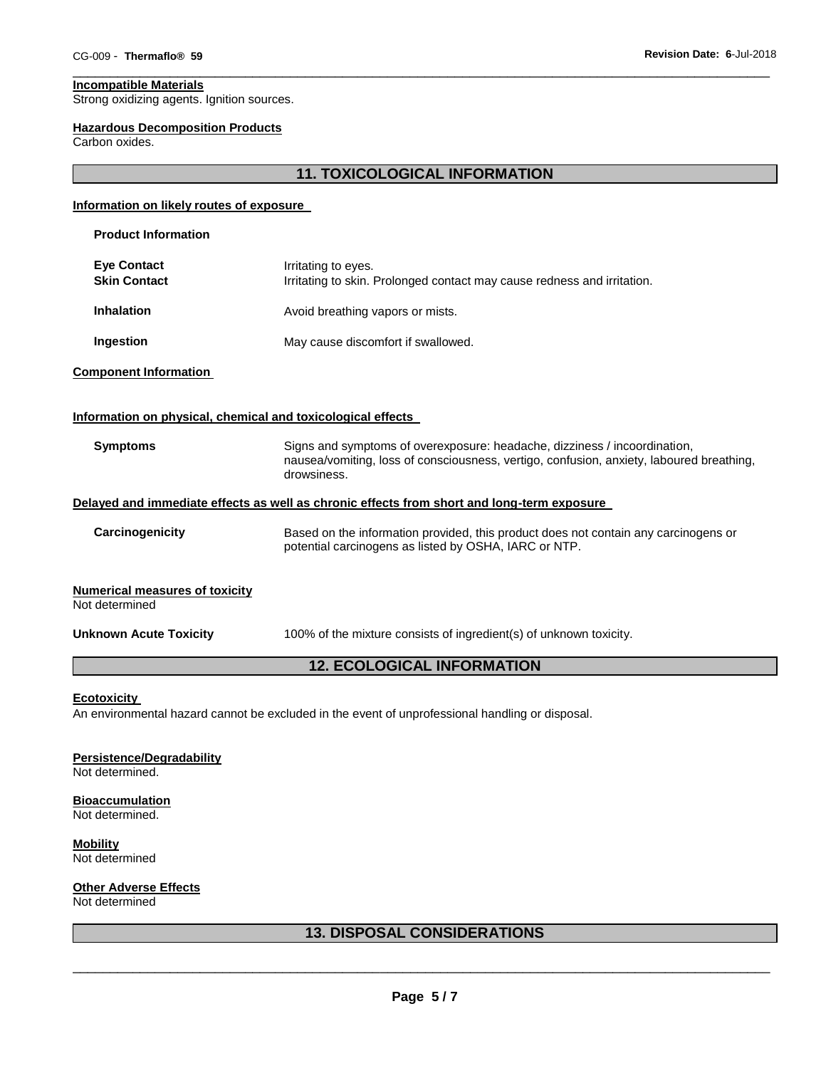#### Incompatible Materials
Strong oxidizing agents. Ignition sources.

#### Hazardous Decomposition Products
Carbon oxides.

## 11. TOXICOLOGICAL INFORMATION

### Information on likely routes of exposure

**Product Information**

| | |
|---|---|
| **Eye Contact** | Irritating to eyes. |
| **Skin Contact** | Irritating to skin. Prolonged contact may cause redness and irritation. |
| **Inhalation** | Avoid breathing vapors or mists. |
| **Ingestion** | May cause discomfort if swallowed. |

### Component Information

### Information on physical, chemical and toxicological effects

| | |
|---|---|
| **Symptoms** | Signs and symptoms of overexposure: headache, dizziness / incoordination, nausea/vomiting, loss of consciousness, vertigo, confusion, anxiety, laboured breathing, drowsiness. |

### Delayed and immediate effects as well as chronic effects from short and long-term exposure

| | |
|---|---|
| **Carcinogenicity** | Based on the information provided, this product does not contain any carcinogens or potential carcinogens as listed by OSHA, IARC or NTP. |

### Numerical measures of toxicity
Not determined

**Unknown Acute Toxicity** 100% of the mixture consists of ingredient(s) of unknown toxicity.

## 12. ECOLOGICAL INFORMATION

#### Ecotoxicity
An environmental hazard cannot be excluded in the event of unprofessional handling or disposal.

#### Persistence/Degradability
Not determined.

#### Bioaccumulation
Not determined.

#### Mobility
Not determined

#### Other Adverse Effects
Not determined

## 13. DISPOSAL CONSIDERATIONS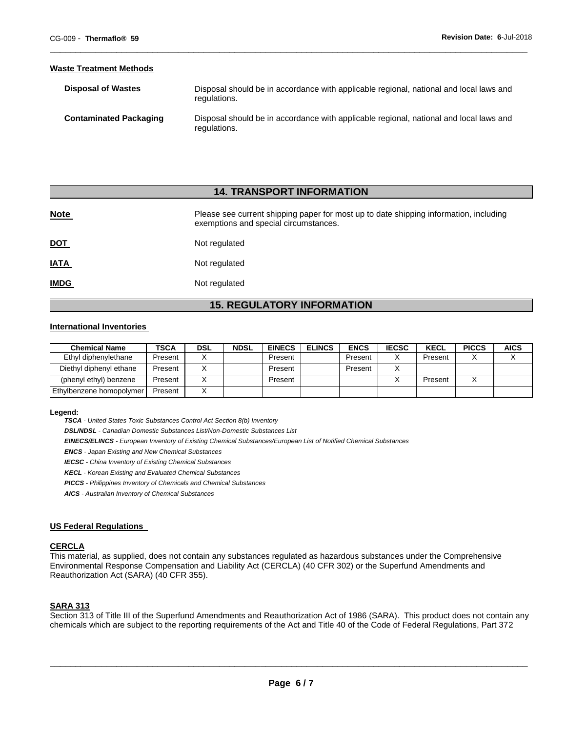**Waste Treatment Methods**

| | |
|---|---|
| **Disposal of Wastes** | Disposal should be in accordance with applicable regional, national and local laws and regulations. |
| **Contaminated Packaging** | Disposal should be in accordance with applicable regional, national and local laws and regulations. |

## 14. TRANSPORT INFORMATION

| | |
|---|---|
| **Note** | Please see current shipping paper for most up to date shipping information, including exemptions and special circumstances. |
| **DOT** | Not regulated |
| **IATA** | Not regulated |
| **IMDG** | Not regulated |

## 15. REGULATORY INFORMATION

**International Inventories**

| Chemical Name | TSCA | DSL | NDSL | EINECS | ELINCS | ENCS | IECSC | KECL | PICCS | AICS |
|---|---|---|---|---|---|---|---|---|---|---|
| Ethyl diphenylethane | Present | X | | Present | | Present | X | Present | X | X |
| Diethyl diphenyl ethane | Present | X | | Present | | Present | X | | | |
| (phenyl ethyl) benzene | Present | X | | Present | | | X | Present | X | |
| Ethylbenzene homopolymer | Present | X | | | | | | | | |

**Legend:**

***TSCA*** *- United States Toxic Substances Control Act Section 8(b) Inventory*

***DSL/NDSL*** *- Canadian Domestic Substances List/Non-Domestic Substances List*

***EINECS/ELINCS*** *- European Inventory of Existing Chemical Substances/European List of Notified Chemical Substances*

***ENCS*** *- Japan Existing and New Chemical Substances*

***IECSC*** *- China Inventory of Existing Chemical Substances*

***KECL*** *- Korean Existing and Evaluated Chemical Substances*

***PICCS*** *- Philippines Inventory of Chemicals and Chemical Substances*

***AICS*** *- Australian Inventory of Chemical Substances*

**US Federal Regulations**

**CERCLA**

This material, as supplied, does not contain any substances regulated as hazardous substances under the Comprehensive Environmental Response Compensation and Liability Act (CERCLA) (40 CFR 302) or the Superfund Amendments and Reauthorization Act (SARA) (40 CFR 355).

**SARA 313**

Section 313 of Title III of the Superfund Amendments and Reauthorization Act of 1986 (SARA). This product does not contain any chemicals which are subject to the reporting requirements of the Act and Title 40 of the Code of Federal Regulations, Part 372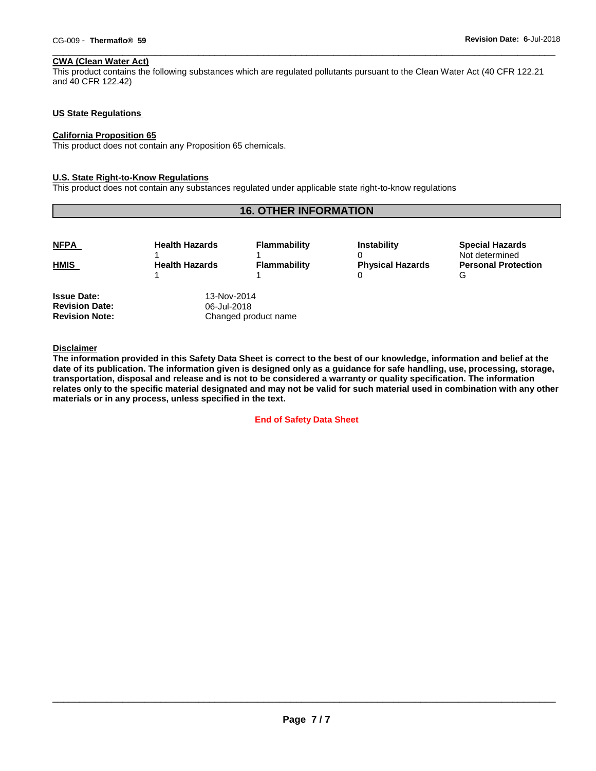**CWA (Clean Water Act)**

This product contains the following substances which are regulated pollutants pursuant to the Clean Water Act (40 CFR 122.21 and 40 CFR 122.42)

**US State Regulations**

**California Proposition 65**

This product does not contain any Proposition 65 chemicals.

**U.S. State Right-to-Know Regulations**

This product does not contain any substances regulated under applicable state right-to-know regulations

## 16. OTHER INFORMATION

| | | | | |
|---|---|---|---|---|
| **NFPA** | **Health Hazards** 1 | **Flammability** 1 | **Instability** 0 | **Special Hazards** Not determined |
| **HMIS** | **Health Hazards** 1 | **Flammability** 1 | **Physical Hazards** 0 | **Personal Protection** G |

**Issue Date:** 13-Nov-2014
**Revision Date:** 06-Jul-2018
**Revision Note:** Changed product name

**Disclaimer**

**The information provided in this Safety Data Sheet is correct to the best of our knowledge, information and belief at the date of its publication. The information given is designed only as a guidance for safe handling, use, processing, storage, transportation, disposal and release and is not to be considered a warranty or quality specification. The information relates only to the specific material designated and may not be valid for such material used in combination with any other materials or in any process, unless specified in the text.**

**End of Safety Data Sheet**